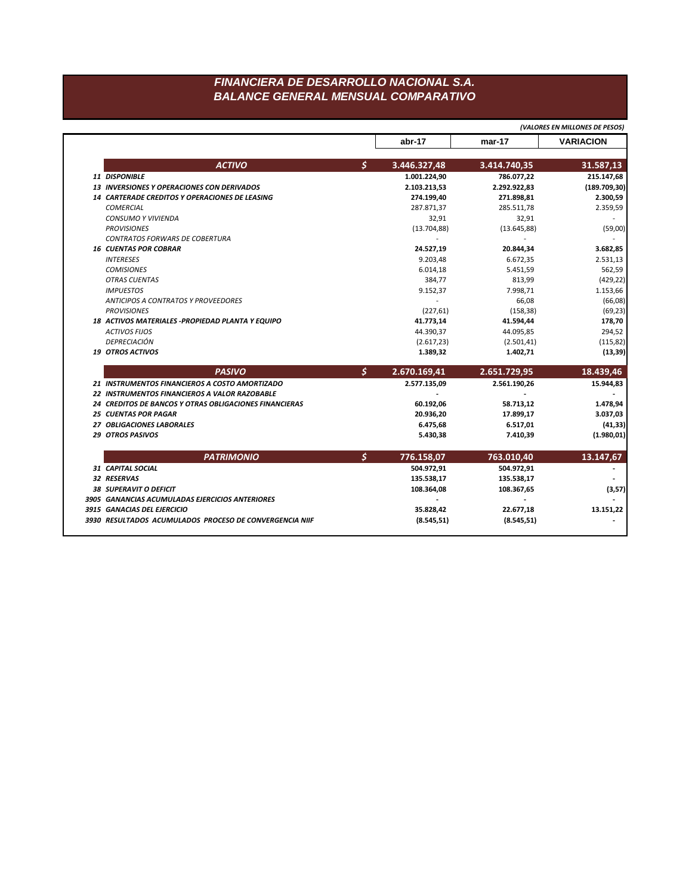# FINANCIERA DE DESARROLLO NACIONAL S.A.
## BALANCE GENERAL MENSUAL COMPARATIVO

*(VALORES EN MILLONES DE PESOS)*

| | | abr-17 | mar-17 | VARIACION |
|---|---|---|---|---|
| **ACTIVO** | **$** | **3.446.327,48** | **3.414.740,35** | **31.587,13** |
| **11 DISPONIBLE** | | **1.001.224,90** | **786.077,22** | **215.147,68** |
| **13 INVERSIONES Y OPERACIONES CON DERIVADOS** | | **2.103.213,53** | **2.292.922,83** | **(189.709,30)** |
| **14 CARTERADE CREDITOS Y OPERACIONES DE LEASING** | | **274.199,40** | **271.898,81** | **2.300,59** |
| *COMERCIAL* | | 287.871,37 | 285.511,78 | 2.359,59 |
| *CONSUMO Y VIVIENDA* | | 32,91 | 32,91 | - |
| *PROVISIONES* | | (13.704,88) | (13.645,88) | (59,00) |
| *CONTRATOS FORWARS DE COBERTURA* | | - | - | - |
| **16 CUENTAS POR COBRAR** | | **24.527,19** | **20.844,34** | **3.682,85** |
| *INTERESES* | | 9.203,48 | 6.672,35 | 2.531,13 |
| *COMISIONES* | | 6.014,18 | 5.451,59 | 562,59 |
| *OTRAS CUENTAS* | | 384,77 | 813,99 | (429,22) |
| *IMPUESTOS* | | 9.152,37 | 7.998,71 | 1.153,66 |
| *ANTICIPOS A CONTRATOS Y PROVEEDORES* | | - | 66,08 | (66,08) |
| *PROVISIONES* | | (227,61) | (158,38) | (69,23) |
| **18 ACTIVOS MATERIALES -PROPIEDAD PLANTA Y EQUIPO** | | **41.773,14** | **41.594,44** | **178,70** |
| *ACTIVOS FIJOS* | | 44.390,37 | 44.095,85 | 294,52 |
| *DEPRECIACIÓN* | | (2.617,23) | (2.501,41) | (115,82) |
| **19 OTROS ACTIVOS** | | **1.389,32** | **1.402,71** | **(13,39)** |
| **PASIVO** | **$** | **2.670.169,41** | **2.651.729,95** | **18.439,46** |
| **21 INSTRUMENTOS FINANCIEROS A COSTO AMORTIZADO** | | **2.577.135,09** | **2.561.190,26** | **15.944,83** |
| **22 INSTRUMENTOS FINANCIEROS A VALOR RAZOBABLE** | | **-** | **-** | **-** |
| **24 CREDITOS DE BANCOS Y OTRAS OBLIGACIONES FINANCIERAS** | | **60.192,06** | **58.713,12** | **1.478,94** |
| **25 CUENTAS POR PAGAR** | | **20.936,20** | **17.899,17** | **3.037,03** |
| **27 OBLIGACIONES LABORALES** | | **6.475,68** | **6.517,01** | **(41,33)** |
| **29 OTROS PASIVOS** | | **5.430,38** | **7.410,39** | **(1.980,01)** |
| **PATRIMONIO** | **$** | **776.158,07** | **763.010,40** | **13.147,67** |
| **31 CAPITAL SOCIAL** | | **504.972,91** | **504.972,91** | **-** |
| **32 RESERVAS** | | **135.538,17** | **135.538,17** | **-** |
| **38 SUPERAVIT O DEFICIT** | | **108.364,08** | **108.367,65** | **(3,57)** |
| **3905 GANANCIAS ACUMULADAS EJERCICIOS ANTERIORES** | | **-** | **-** | **-** |
| **3915 GANACIAS DEL EJERCICIO** | | **35.828,42** | **22.677,18** | **13.151,22** |
| **3930 RESULTADOS ACUMULADOS PROCESO DE CONVERGENCIA NIIF** | | **(8.545,51)** | **(8.545,51)** | **-** |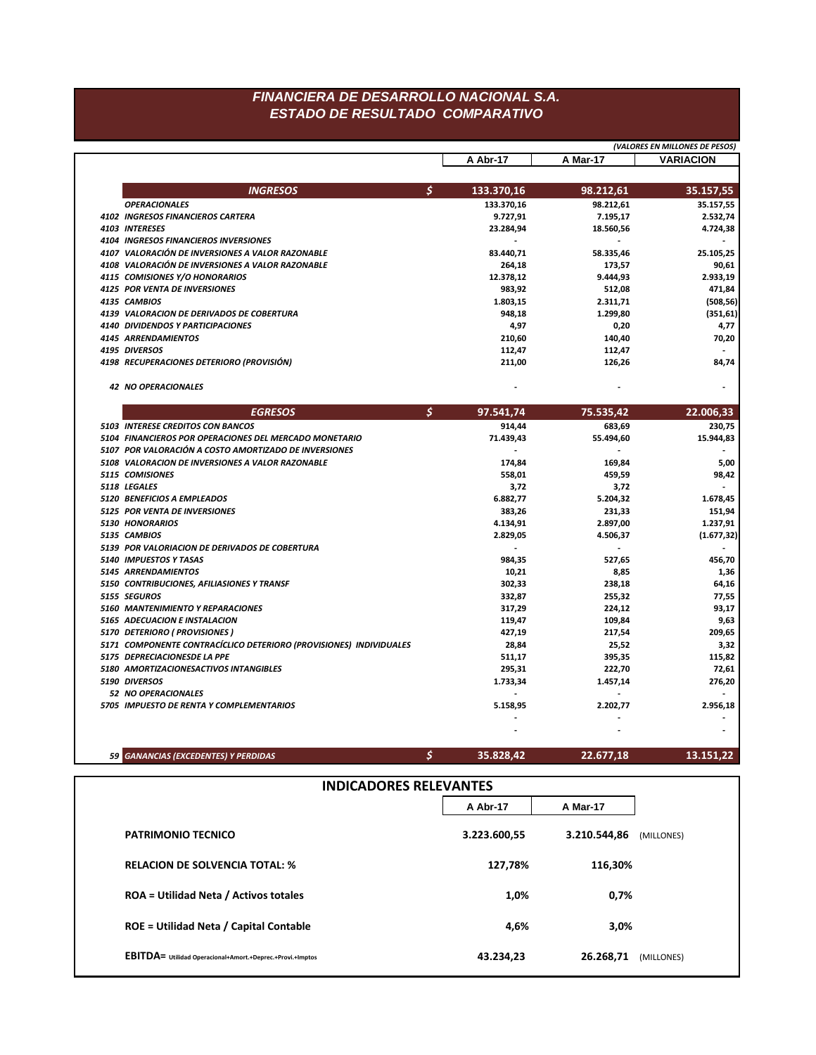# FINANCIERA DE DESARROLLO NACIONAL S.A.
## ESTADO DE RESULTADO COMPARATIVO

*(VALORES EN MILLONES DE PESOS)*

| | | A Abr-17 | A Mar-17 | VARIACION |
|---|---|---|---|---|
| **INGRESOS** | $ | **133.370,16** | **98.212,61** | **35.157,55** |
| *OPERACIONALES* | | 133.370,16 | 98.212,61 | 35.157,55 |
| *4102 INGRESOS FINANCIEROS CARTERA* | | 9.727,91 | 7.195,17 | 2.532,74 |
| *4103 INTERESES* | | 23.284,94 | 18.560,56 | 4.724,38 |
| *4104 INGRESOS FINANCIEROS INVERSIONES* | | - | - | - |
| *4107 VALORACIÓN DE INVERSIONES A VALOR RAZONABLE* | | 83.440,71 | 58.335,46 | 25.105,25 |
| *4108 VALORACIÓN DE INVERSIONES A VALOR RAZONABLE* | | 264,18 | 173,57 | 90,61 |
| *4115 COMISIONES Y/O HONORARIOS* | | 12.378,12 | 9.444,93 | 2.933,19 |
| *4125 POR VENTA DE INVERSIONES* | | 983,92 | 512,08 | 471,84 |
| *4135 CAMBIOS* | | 1.803,15 | 2.311,71 | (508,56) |
| *4139 VALORACION DE DERIVADOS DE COBERTURA* | | 948,18 | 1.299,80 | (351,61) |
| *4140 DIVIDENDOS Y PARTICIPACIONES* | | 4,97 | 0,20 | 4,77 |
| *4145 ARRENDAMIENTOS* | | 210,60 | 140,40 | 70,20 |
| *4195 DIVERSOS* | | 112,47 | 112,47 | - |
| *4198 RECUPERACIONES DETERIORO (PROVISIÓN)* | | 211,00 | 126,26 | 84,74 |
| *42 NO OPERACIONALES* | | - | - | - |
| **EGRESOS** | $ | **97.541,74** | **75.535,42** | **22.006,33** |
| *5103 INTERESE CREDITOS CON BANCOS* | | 914,44 | 683,69 | 230,75 |
| *5104 FINANCIEROS POR OPERACIONES DEL MERCADO MONETARIO* | | 71.439,43 | 55.494,60 | 15.944,83 |
| *5107 POR VALORACIÓN A COSTO AMORTIZADO DE INVERSIONES* | | - | - | - |
| *5108 VALORACION DE INVERSIONES A VALOR RAZONABLE* | | 174,84 | 169,84 | 5,00 |
| *5115 COMISIONES* | | 558,01 | 459,59 | 98,42 |
| *5118 LEGALES* | | 3,72 | 3,72 | - |
| *5120 BENEFICIOS A EMPLEADOS* | | 6.882,77 | 5.204,32 | 1.678,45 |
| *5125 POR VENTA DE INVERSIONES* | | 383,26 | 231,33 | 151,94 |
| *5130 HONORARIOS* | | 4.134,91 | 2.897,00 | 1.237,91 |
| *5135 CAMBIOS* | | 2.829,05 | 4.506,37 | (1.677,32) |
| *5139 POR VALORIACION DE DERIVADOS DE COBERTURA* | | - | - | - |
| *5140 IMPUESTOS Y TASAS* | | 984,35 | 527,65 | 456,70 |
| *5145 ARRENDAMIENTOS* | | 10,21 | 8,85 | 1,36 |
| *5150 CONTRIBUCIONES, AFILIASIONES Y TRANSF* | | 302,33 | 238,18 | 64,16 |
| *5155 SEGUROS* | | 332,87 | 255,32 | 77,55 |
| *5160 MANTENIMIENTO Y REPARACIONES* | | 317,29 | 224,12 | 93,17 |
| *5165 ADECUACION E INSTALACION* | | 119,47 | 109,84 | 9,63 |
| *5170 DETERIORO ( PROVISIONES )* | | 427,19 | 217,54 | 209,65 |
| *5171 COMPONENTE CONTRACÍCLICO DETERIORO (PROVISIONES) INDIVIDUALES* | | 28,84 | 25,52 | 3,32 |
| *5175 DEPRECIACIONESDE LA PPE* | | 511,17 | 395,35 | 115,82 |
| *5180 AMORTIZACIONESACTIVOS INTANGIBLES* | | 295,31 | 222,70 | 72,61 |
| *5190 DIVERSOS* | | 1.733,34 | 1.457,14 | 276,20 |
| *52 NO OPERACIONALES* | | - | - | - |
| *5705 IMPUESTO DE RENTA Y COMPLEMENTARIOS* | | 5.158,95 | 2.202,77 | 2.956,18 |
| | | - | - | - |
| | | - | - | - |
| *59 GANANCIAS (EXCEDENTES) Y PERDIDAS* | $ | **35.828,42** | **22.677,18** | **13.151,22** |

## INDICADORES RELEVANTES

| | A Abr-17 | A Mar-17 | |
|---|---|---|---|
| **PATRIMONIO TECNICO** | 3.223.600,55 | 3.210.544,86 | (MILLONES) |
| **RELACION DE SOLVENCIA TOTAL: %** | 127,78% | 116,30% | |
| **ROA = Utilidad Neta / Activos totales** | 1,0% | 0,7% | |
| **ROE = Utilidad Neta / Capital Contable** | 4,6% | 3,0% | |
| **EBITDA=** Utilidad Operacional+Amort.+Deprec.+Provi.+Imptos | 43.234,23 | 26.268,71 | (MILLONES) |